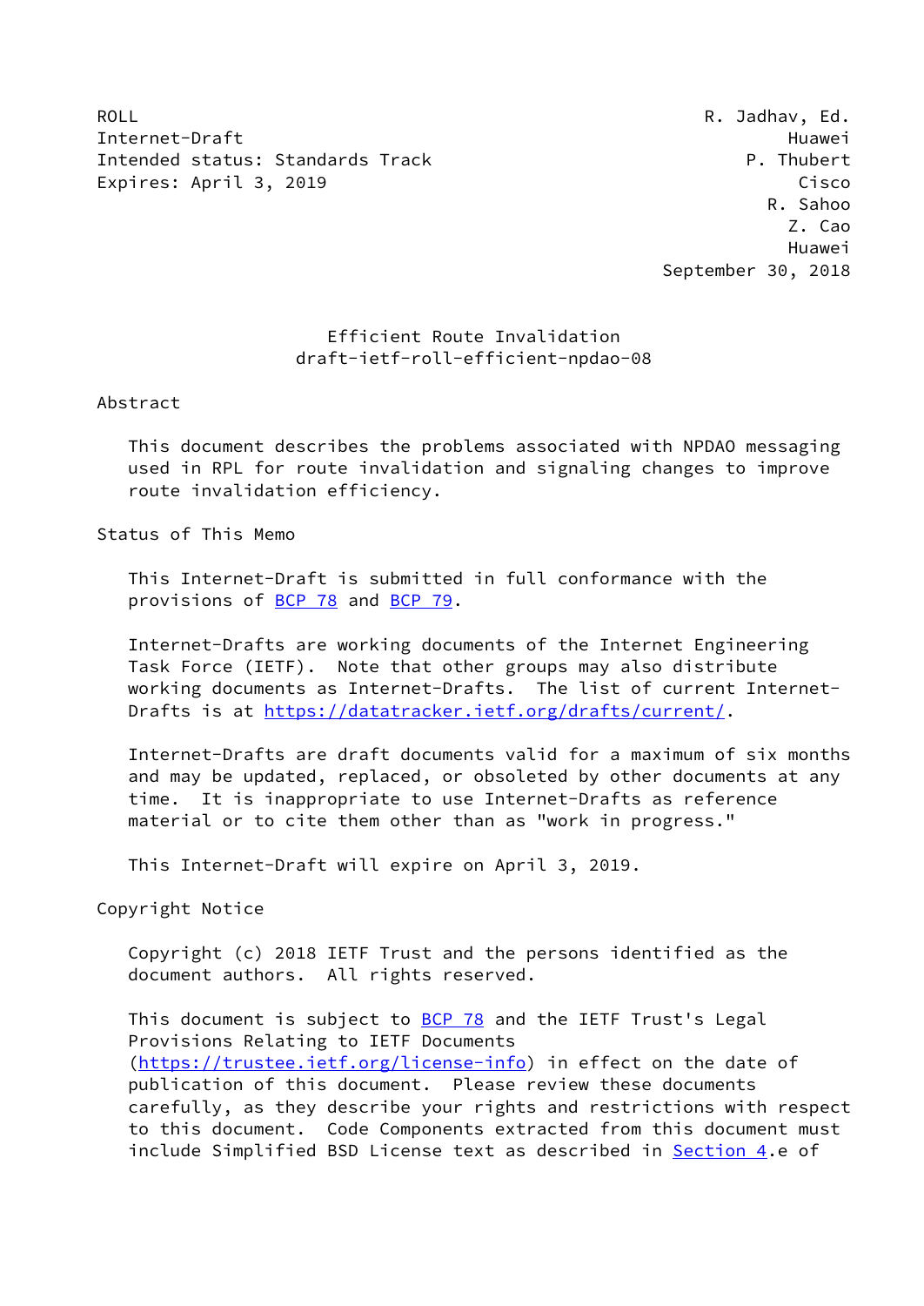ROLL R. Jadhav, Ed.
Internet-Draft Huawei
Intended status: Standards Track P. Thubert
Expires: April 3, 2019 Cisco
R. Sahoo
Z. Cao
Huawei
September 30, 2018

# Efficient Route Invalidation
## draft-ietf-roll-efficient-npdao-08

## Abstract

This document describes the problems associated with NPDAO messaging used in RPL for route invalidation and signaling changes to improve route invalidation efficiency.

## Status of This Memo

This Internet-Draft is submitted in full conformance with the provisions of BCP 78 and BCP 79.

Internet-Drafts are working documents of the Internet Engineering Task Force (IETF). Note that other groups may also distribute working documents as Internet-Drafts. The list of current Internet-Drafts is at https://datatracker.ietf.org/drafts/current/.

Internet-Drafts are draft documents valid for a maximum of six months and may be updated, replaced, or obsoleted by other documents at any time. It is inappropriate to use Internet-Drafts as reference material or to cite them other than as "work in progress."

This Internet-Draft will expire on April 3, 2019.

## Copyright Notice

Copyright (c) 2018 IETF Trust and the persons identified as the document authors. All rights reserved.

This document is subject to BCP 78 and the IETF Trust's Legal Provisions Relating to IETF Documents (https://trustee.ietf.org/license-info) in effect on the date of publication of this document. Please review these documents carefully, as they describe your rights and restrictions with respect to this document. Code Components extracted from this document must include Simplified BSD License text as described in Section 4.e of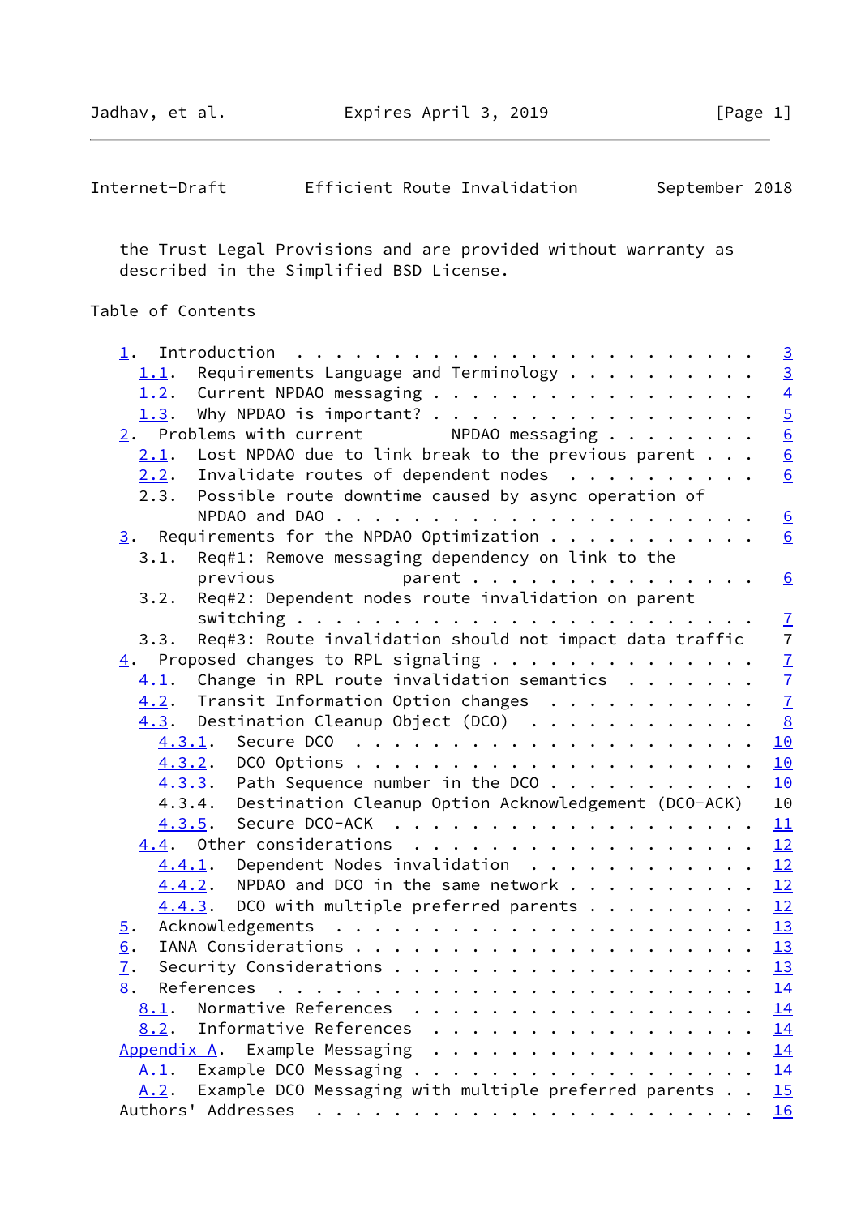the Trust Legal Provisions and are provided without warranty as described in the Simplified BSD License.

## Table of Contents

- 1. Introduction . . . . . . . . . . . . . . . . . . . . . . . . 3
  - 1.1. Requirements Language and Terminology . . . . . . . . . . 3
  - 1.2. Current NPDAO messaging . . . . . . . . . . . . . . . . . 4
  - 1.3. Why NPDAO is important? . . . . . . . . . . . . . . . . . 5
- 2. Problems with current NPDAO messaging . . . . . . . . 6
  - 2.1. Lost NPDAO due to link break to the previous parent . . . 6
  - 2.2. Invalidate routes of dependent nodes . . . . . . . . . . 6
  - 2.3. Possible route downtime caused by async operation of NPDAO and DAO . . . . . . . . . . . . . . . . . . . . . . 6
- 3. Requirements for the NPDAO Optimization . . . . . . . . . . . 6
  - 3.1. Req#1: Remove messaging dependency on link to the previous parent . . . . . . . . . . . . . . . . 6
  - 3.2. Req#2: Dependent nodes route invalidation on parent switching . . . . . . . . . . . . . . . . . . . . . . . . 7
  - 3.3. Req#3: Route invalidation should not impact data traffic 7
- 4. Proposed changes to RPL signaling . . . . . . . . . . . . . 7
  - 4.1. Change in RPL route invalidation semantics . . . . . . . 7
  - 4.2. Transit Information Option changes . . . . . . . . . . . 7
  - 4.3. Destination Cleanup Object (DCO) . . . . . . . . . . . . 8
    - 4.3.1. Secure DCO . . . . . . . . . . . . . . . . . . . . . . 10
    - 4.3.2. DCO Options . . . . . . . . . . . . . . . . . . . . . 10
    - 4.3.3. Path Sequence number in the DCO . . . . . . . . . . . 10
    - 4.3.4. Destination Cleanup Option Acknowledgement (DCO-ACK) 10
    - 4.3.5. Secure DCO-ACK . . . . . . . . . . . . . . . . . . . . 11
  - 4.4. Other considerations . . . . . . . . . . . . . . . . . . 12
    - 4.4.1. Dependent Nodes invalidation . . . . . . . . . . . . 12
    - 4.4.2. NPDAO and DCO in the same network . . . . . . . . . . 12
    - 4.4.3. DCO with multiple preferred parents . . . . . . . . . 12
- 5. Acknowledgements . . . . . . . . . . . . . . . . . . . . . . 13
- 6. IANA Considerations . . . . . . . . . . . . . . . . . . . . . 13
- 7. Security Considerations . . . . . . . . . . . . . . . . . . . 13
- 8. References . . . . . . . . . . . . . . . . . . . . . . . . . 14
  - 8.1. Normative References . . . . . . . . . . . . . . . . . . 14
  - 8.2. Informative References . . . . . . . . . . . . . . . . . 14
- Appendix A. Example Messaging . . . . . . . . . . . . . . . . . 14
  - A.1. Example DCO Messaging . . . . . . . . . . . . . . . . . . 14
  - A.2. Example DCO Messaging with multiple preferred parents . . 15
- Authors' Addresses . . . . . . . . . . . . . . . . . . . . . . . 16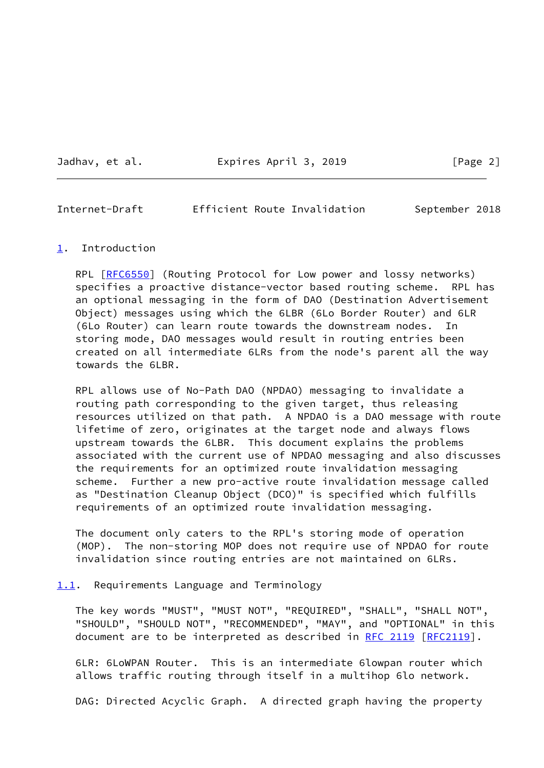# 1. Introduction

RPL [RFC6550] (Routing Protocol for Low power and lossy networks) specifies a proactive distance-vector based routing scheme. RPL has an optional messaging in the form of DAO (Destination Advertisement Object) messages using which the 6LBR (6Lo Border Router) and 6LR (6Lo Router) can learn route towards the downstream nodes. In storing mode, DAO messages would result in routing entries been created on all intermediate 6LRs from the node's parent all the way towards the 6LBR.

RPL allows use of No-Path DAO (NPDAO) messaging to invalidate a routing path corresponding to the given target, thus releasing resources utilized on that path. A NPDAO is a DAO message with route lifetime of zero, originates at the target node and always flows upstream towards the 6LBR. This document explains the problems associated with the current use of NPDAO messaging and also discusses the requirements for an optimized route invalidation messaging scheme. Further a new pro-active route invalidation message called as "Destination Cleanup Object (DCO)" is specified which fulfills requirements of an optimized route invalidation messaging.

The document only caters to the RPL's storing mode of operation (MOP). The non-storing MOP does not require use of NPDAO for route invalidation since routing entries are not maintained on 6LRs.

## 1.1. Requirements Language and Terminology

The key words "MUST", "MUST NOT", "REQUIRED", "SHALL", "SHALL NOT", "SHOULD", "SHOULD NOT", "RECOMMENDED", "MAY", and "OPTIONAL" in this document are to be interpreted as described in RFC 2119 [RFC2119].

6LR: 6LoWPAN Router. This is an intermediate 6lowpan router which allows traffic routing through itself in a multihop 6lo network.

DAG: Directed Acyclic Graph. A directed graph having the property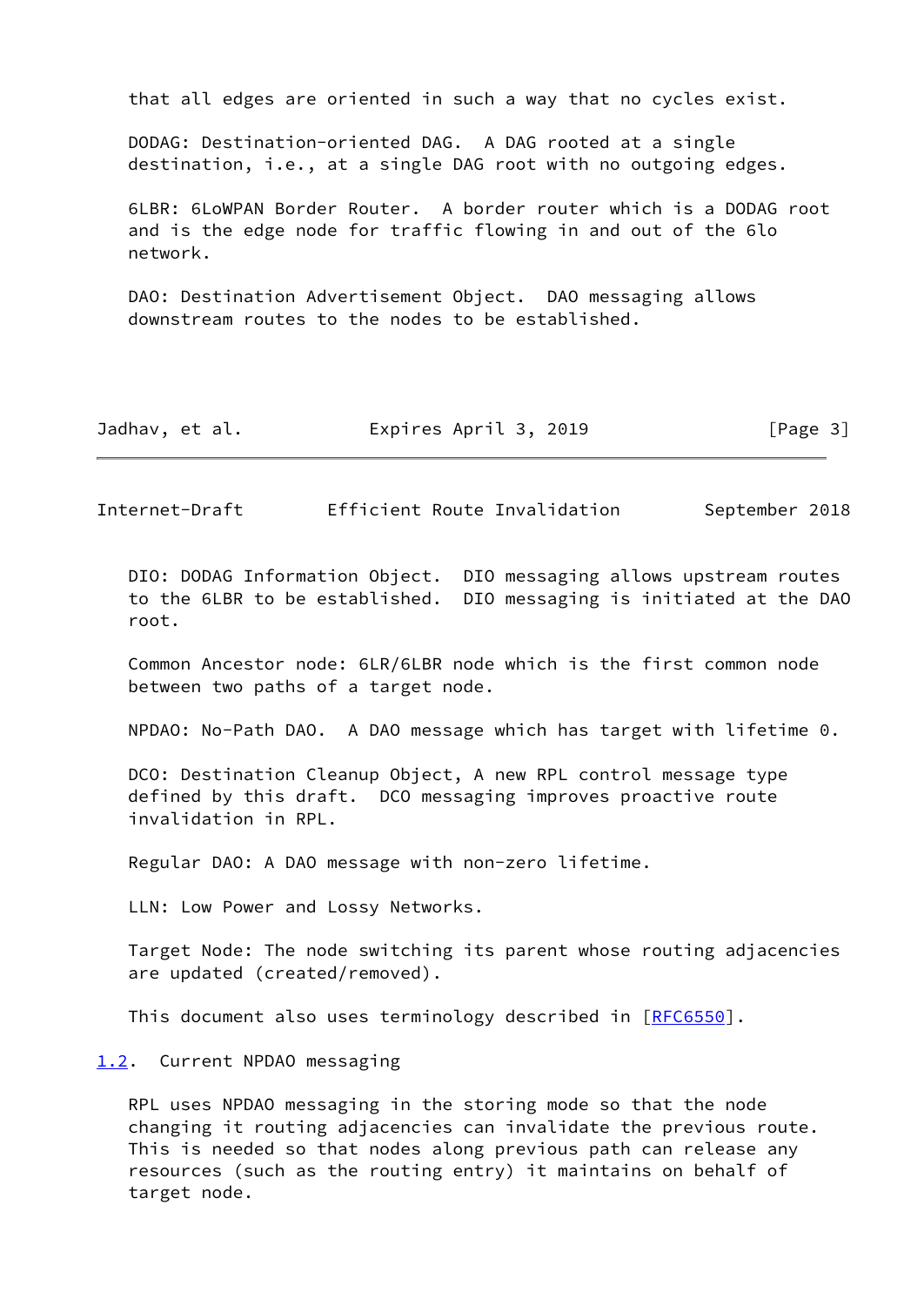that all edges are oriented in such a way that no cycles exist.

DODAG: Destination-oriented DAG.  A DAG rooted at a single destination, i.e., at a single DAG root with no outgoing edges.

6LBR: 6LoWPAN Border Router.  A border router which is a DODAG root and is the edge node for traffic flowing in and out of the 6lo network.

DAO: Destination Advertisement Object.  DAO messaging allows downstream routes to the nodes to be established.

DIO: DODAG Information Object.  DIO messaging allows upstream routes to the 6LBR to be established.  DIO messaging is initiated at the DAO root.

Common Ancestor node: 6LR/6LBR node which is the first common node between two paths of a target node.

NPDAO: No-Path DAO.  A DAO message which has target with lifetime 0.

DCO: Destination Cleanup Object, A new RPL control message type defined by this draft.  DCO messaging improves proactive route invalidation in RPL.

Regular DAO: A DAO message with non-zero lifetime.

LLN: Low Power and Lossy Networks.

Target Node: The node switching its parent whose routing adjacencies are updated (created/removed).

This document also uses terminology described in [RFC6550].

### 1.2.  Current NPDAO messaging

RPL uses NPDAO messaging in the storing mode so that the node changing it routing adjacencies can invalidate the previous route. This is needed so that nodes along previous path can release any resources (such as the routing entry) it maintains on behalf of target node.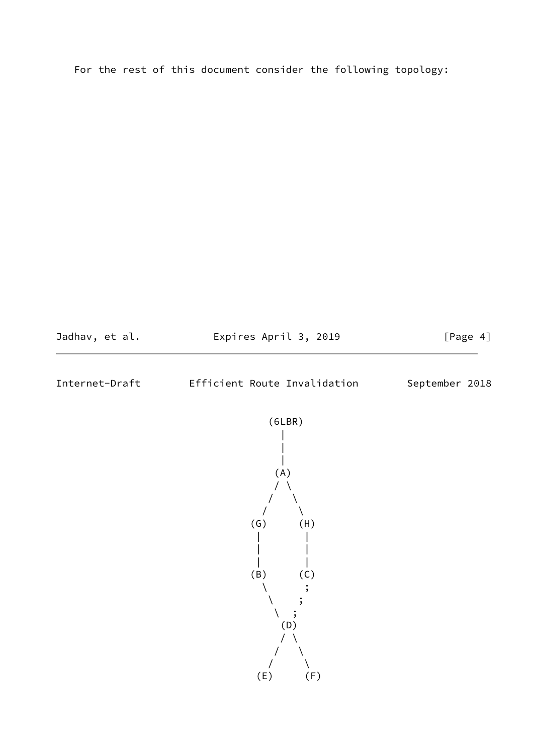For the rest of this document consider the following topology:

```
                            (6LBR)
                              |
                              |
                              |
                             (A)
                             / \
                            /   \
                           /     \
                         (G)     (H)
                          |       |
                          |       |
                          |       |
                         (B)     (C)
                           \      ;
                            \    ;
                             \  ;
                              (D)
                              / \
                             /   \
                            /     \
                          (E)     (F)
```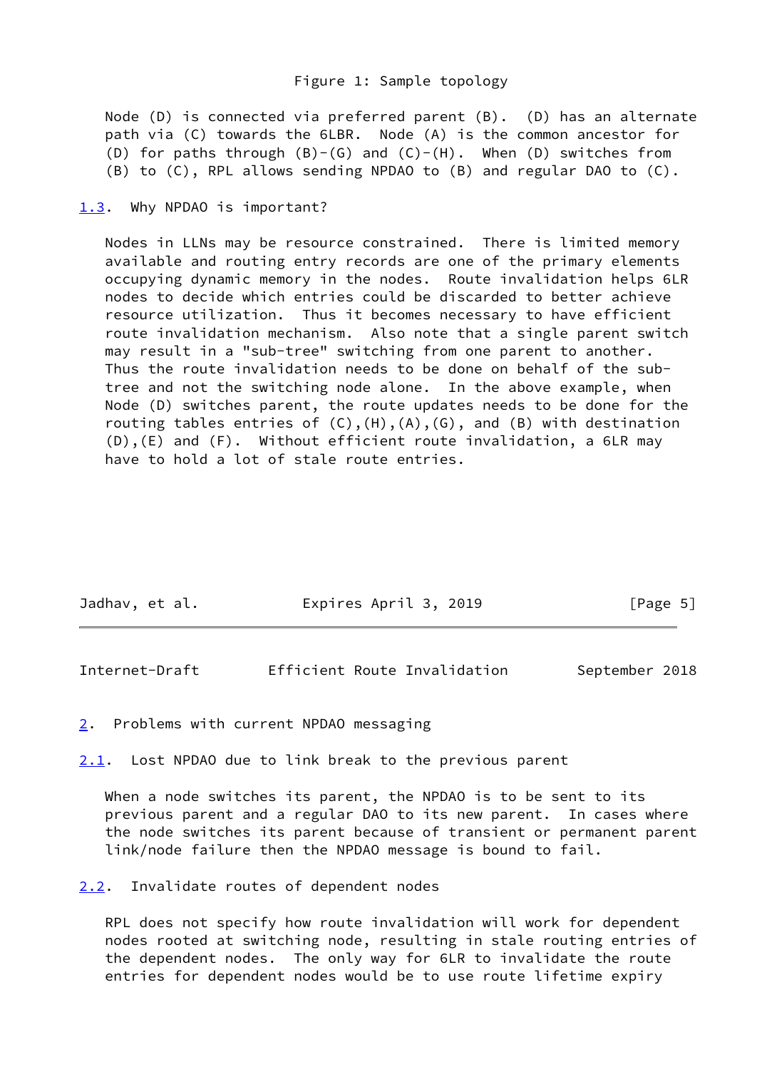Figure 1: Sample topology

Node (D) is connected via preferred parent (B). (D) has an alternate path via (C) towards the 6LBR. Node (A) is the common ancestor for (D) for paths through (B)-(G) and (C)-(H). When (D) switches from (B) to (C), RPL allows sending NPDAO to (B) and regular DAO to (C).

### 1.3. Why NPDAO is important?

Nodes in LLNs may be resource constrained. There is limited memory available and routing entry records are one of the primary elements occupying dynamic memory in the nodes. Route invalidation helps 6LR nodes to decide which entries could be discarded to better achieve resource utilization. Thus it becomes necessary to have efficient route invalidation mechanism. Also note that a single parent switch may result in a "sub-tree" switching from one parent to another. Thus the route invalidation needs to be done on behalf of the sub-tree and not the switching node alone. In the above example, when Node (D) switches parent, the route updates needs to be done for the routing tables entries of (C),(H),(A),(G), and (B) with destination (D),(E) and (F). Without efficient route invalidation, a 6LR may have to hold a lot of stale route entries.

## 2. Problems with current NPDAO messaging

### 2.1. Lost NPDAO due to link break to the previous parent

When a node switches its parent, the NPDAO is to be sent to its previous parent and a regular DAO to its new parent. In cases where the node switches its parent because of transient or permanent parent link/node failure then the NPDAO message is bound to fail.

### 2.2. Invalidate routes of dependent nodes

RPL does not specify how route invalidation will work for dependent nodes rooted at switching node, resulting in stale routing entries of the dependent nodes. The only way for 6LR to invalidate the route entries for dependent nodes would be to use route lifetime expiry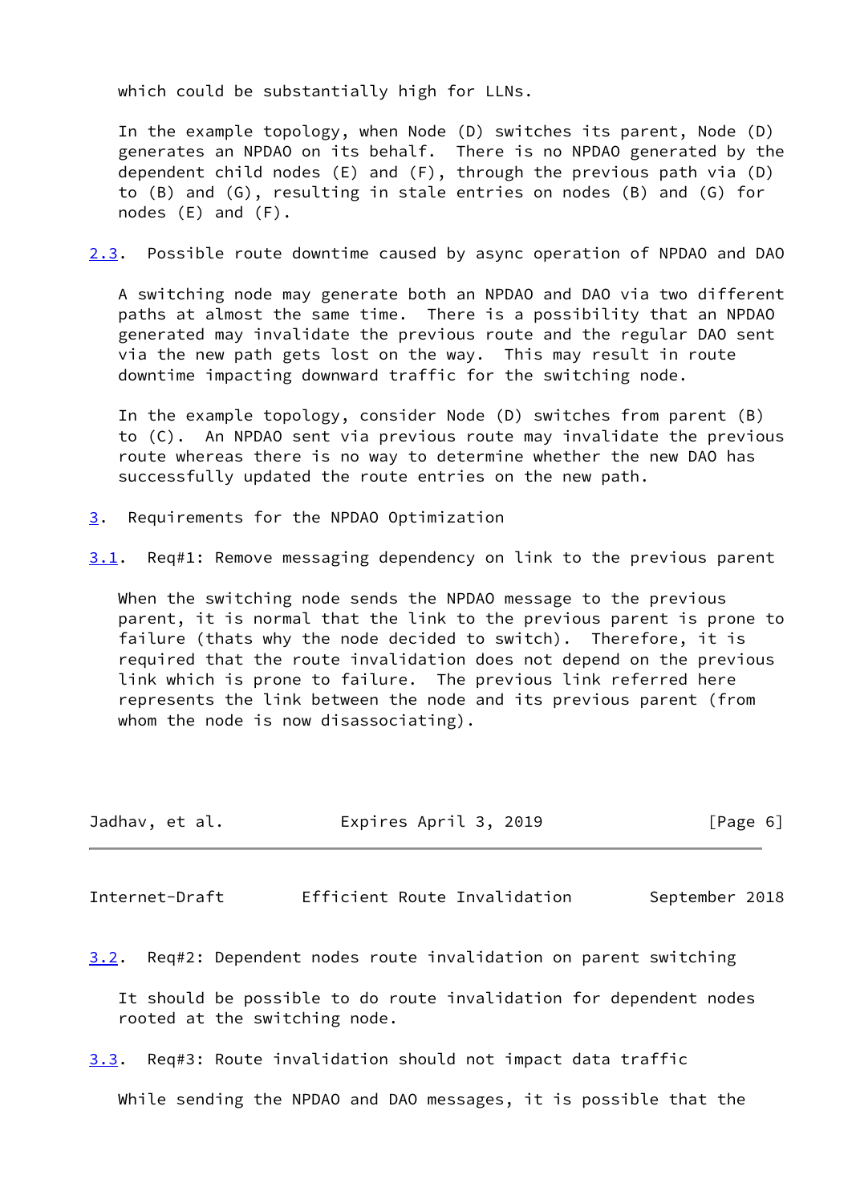which could be substantially high for LLNs.

In the example topology, when Node (D) switches its parent, Node (D) generates an NPDAO on its behalf. There is no NPDAO generated by the dependent child nodes (E) and (F), through the previous path via (D) to (B) and (G), resulting in stale entries on nodes (B) and (G) for nodes (E) and (F).

### 2.3. Possible route downtime caused by async operation of NPDAO and DAO

A switching node may generate both an NPDAO and DAO via two different paths at almost the same time. There is a possibility that an NPDAO generated may invalidate the previous route and the regular DAO sent via the new path gets lost on the way. This may result in route downtime impacting downward traffic for the switching node.

In the example topology, consider Node (D) switches from parent (B) to (C). An NPDAO sent via previous route may invalidate the previous route whereas there is no way to determine whether the new DAO has successfully updated the route entries on the new path.

## 3. Requirements for the NPDAO Optimization

### 3.1. Req#1: Remove messaging dependency on link to the previous parent

When the switching node sends the NPDAO message to the previous parent, it is normal that the link to the previous parent is prone to failure (thats why the node decided to switch). Therefore, it is required that the route invalidation does not depend on the previous link which is prone to failure. The previous link referred here represents the link between the node and its previous parent (from whom the node is now disassociating).

### 3.2. Req#2: Dependent nodes route invalidation on parent switching

It should be possible to do route invalidation for dependent nodes rooted at the switching node.

### 3.3. Req#3: Route invalidation should not impact data traffic

While sending the NPDAO and DAO messages, it is possible that the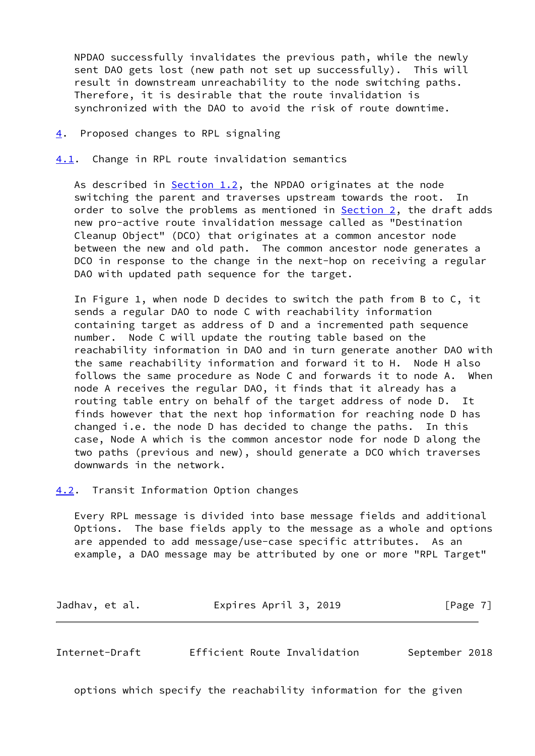NPDAO successfully invalidates the previous path, while the newly sent DAO gets lost (new path not set up successfully). This will result in downstream unreachability to the node switching paths. Therefore, it is desirable that the route invalidation is synchronized with the DAO to avoid the risk of route downtime.

## 4. Proposed changes to RPL signaling

### 4.1. Change in RPL route invalidation semantics

As described in Section 1.2, the NPDAO originates at the node switching the parent and traverses upstream towards the root. In order to solve the problems as mentioned in Section 2, the draft adds new pro-active route invalidation message called as "Destination Cleanup Object" (DCO) that originates at a common ancestor node between the new and old path. The common ancestor node generates a DCO in response to the change in the next-hop on receiving a regular DAO with updated path sequence for the target.

In Figure 1, when node D decides to switch the path from B to C, it sends a regular DAO to node C with reachability information containing target as address of D and a incremented path sequence number. Node C will update the routing table based on the reachability information in DAO and in turn generate another DAO with the same reachability information and forward it to H. Node H also follows the same procedure as Node C and forwards it to node A. When node A receives the regular DAO, it finds that it already has a routing table entry on behalf of the target address of node D. It finds however that the next hop information for reaching node D has changed i.e. the node D has decided to change the paths. In this case, Node A which is the common ancestor node for node D along the two paths (previous and new), should generate a DCO which traverses downwards in the network.

### 4.2. Transit Information Option changes

Every RPL message is divided into base message fields and additional Options. The base fields apply to the message as a whole and options are appended to add message/use-case specific attributes. As an example, a DAO message may be attributed by one or more "RPL Target" options which specify the reachability information for the given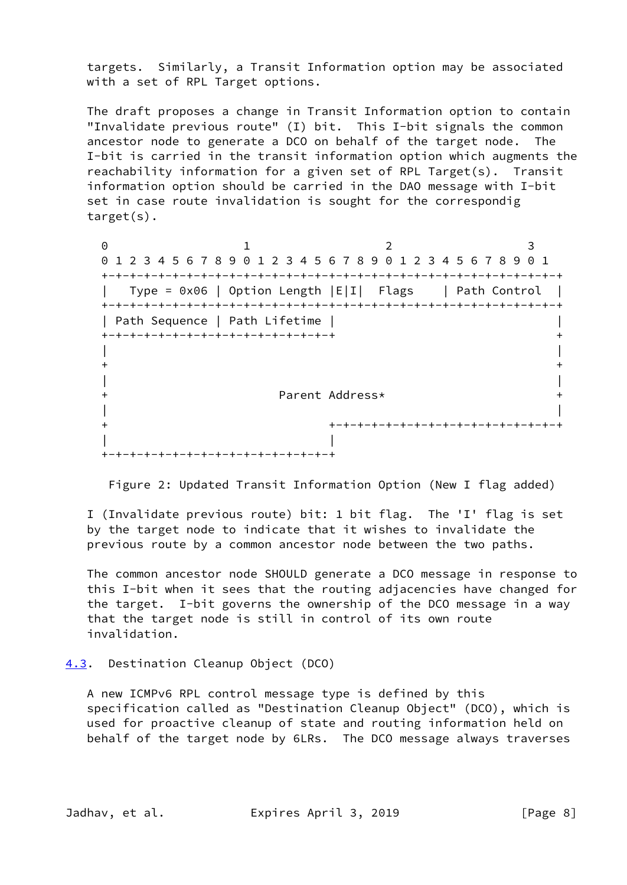targets. Similarly, a Transit Information option may be associated with a set of RPL Target options.

The draft proposes a change in Transit Information option to contain "Invalidate previous route" (I) bit. This I-bit signals the common ancestor node to generate a DCO on behalf of the target node. The I-bit is carried in the transit information option which augments the reachability information for a given set of RPL Target(s). Transit information option should be carried in the DAO message with I-bit set in case route invalidation is sought for the correspondig target(s).

```
 0                   1                   2                   3
 0 1 2 3 4 5 6 7 8 9 0 1 2 3 4 5 6 7 8 9 0 1 2 3 4 5 6 7 8 9 0 1
+-+-+-+-+-+-+-+-+-+-+-+-+-+-+-+-+-+-+-+-+-+-+-+-+-+-+-+-+-+-+-+-+
|   Type = 0x06 | Option Length |E|I|  Flags    | Path Control  |
+-+-+-+-+-+-+-+-+-+-+-+-+-+-+-+-+-+-+-+-+-+-+-+-+-+-+-+-+-+-+-+-+
| Path Sequence | Path Lifetime |                               |
+-+-+-+-+-+-+-+-+-+-+-+-+-+-+-+-+                               +
|                                                               |
+                                                               +
|                                                               |
+                        Parent Address*                        +
|                                                               |
+                               +-+-+-+-+-+-+-+-+-+-+-+-+-+-+-+-+
|                               |
+-+-+-+-+-+-+-+-+-+-+-+-+-+-+-+-+
```

Figure 2: Updated Transit Information Option (New I flag added)

I (Invalidate previous route) bit: 1 bit flag. The 'I' flag is set by the target node to indicate that it wishes to invalidate the previous route by a common ancestor node between the two paths.

The common ancestor node SHOULD generate a DCO message in response to this I-bit when it sees that the routing adjacencies have changed for the target. I-bit governs the ownership of the DCO message in a way that the target node is still in control of its own route invalidation.

### 4.3. Destination Cleanup Object (DCO)

A new ICMPv6 RPL control message type is defined by this specification called as "Destination Cleanup Object" (DCO), which is used for proactive cleanup of state and routing information held on behalf of the target node by 6LRs. The DCO message always traverses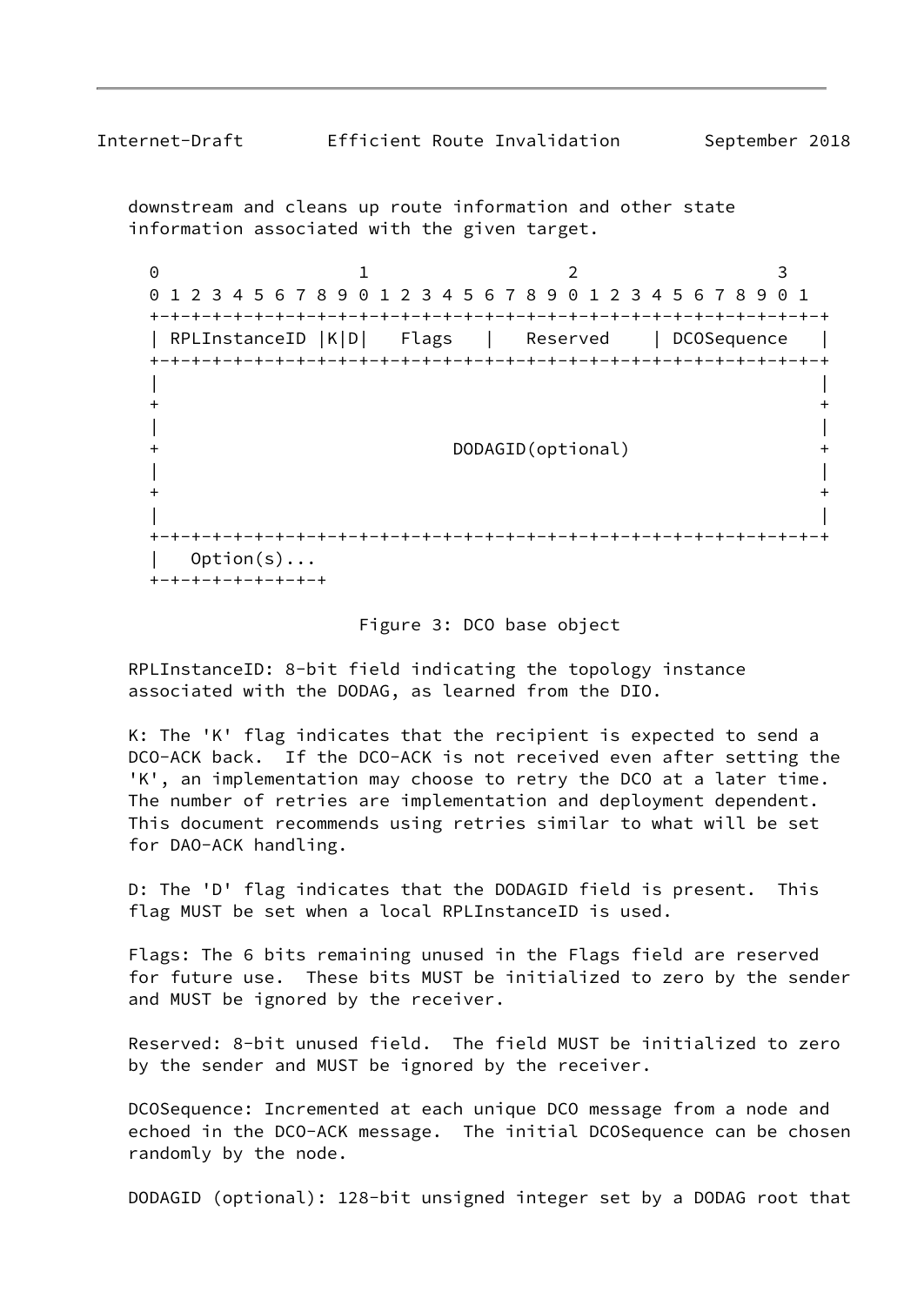downstream and cleans up route information and other state information associated with the given target.

```
 0                   1                   2                   3
 0 1 2 3 4 5 6 7 8 9 0 1 2 3 4 5 6 7 8 9 0 1 2 3 4 5 6 7 8 9 0 1
+-+-+-+-+-+-+-+-+-+-+-+-+-+-+-+-+-+-+-+-+-+-+-+-+-+-+-+-+-+-+-+-+
| RPLInstanceID |K|D|   Flags   |   Reserved    | DCOSequence   |
+-+-+-+-+-+-+-+-+-+-+-+-+-+-+-+-+-+-+-+-+-+-+-+-+-+-+-+-+-+-+-+-+
|                                                               |
+                                                               +
|                                                               |
+                         DODAGID(optional)                     +
|                                                               |
+                                                               +
|                                                               |
+-+-+-+-+-+-+-+-+-+-+-+-+-+-+-+-+-+-+-+-+-+-+-+-+-+-+-+-+-+-+-+-+
|   Option(s)...
+-+-+-+-+-+-+-+-+
```

Figure 3: DCO base object

RPLInstanceID: 8-bit field indicating the topology instance associated with the DODAG, as learned from the DIO.

K: The 'K' flag indicates that the recipient is expected to send a DCO-ACK back. If the DCO-ACK is not received even after setting the 'K', an implementation may choose to retry the DCO at a later time. The number of retries are implementation and deployment dependent. This document recommends using retries similar to what will be set for DAO-ACK handling.

D: The 'D' flag indicates that the DODAGID field is present. This flag MUST be set when a local RPLInstanceID is used.

Flags: The 6 bits remaining unused in the Flags field are reserved for future use. These bits MUST be initialized to zero by the sender and MUST be ignored by the receiver.

Reserved: 8-bit unused field. The field MUST be initialized to zero by the sender and MUST be ignored by the receiver.

DCOSequence: Incremented at each unique DCO message from a node and echoed in the DCO-ACK message. The initial DCOSequence can be chosen randomly by the node.

DODAGID (optional): 128-bit unsigned integer set by a DODAG root that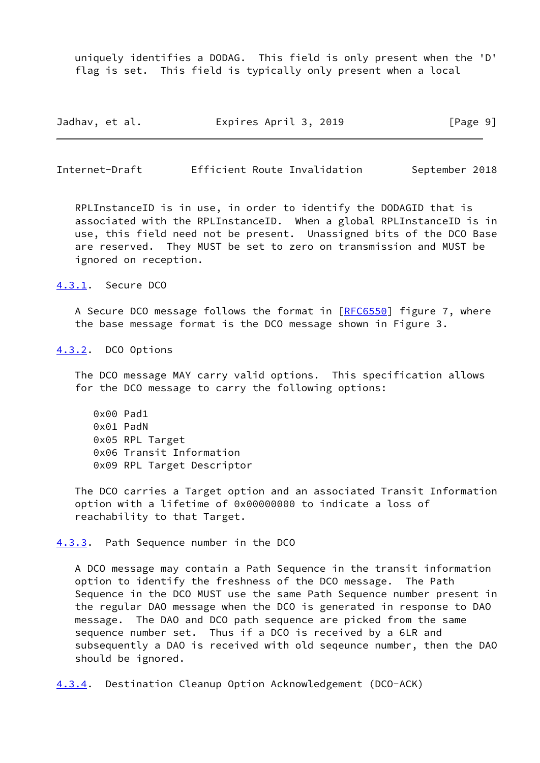uniquely identifies a DODAG. This field is only present when the 'D' flag is set. This field is typically only present when a local RPLInstanceID is in use, in order to identify the DODAGID that is associated with the RPLInstanceID. When a global RPLInstanceID is in use, this field need not be present. Unassigned bits of the DCO Base are reserved. They MUST be set to zero on transmission and MUST be ignored on reception.

### 4.3.1. Secure DCO

A Secure DCO message follows the format in [RFC6550] figure 7, where the base message format is the DCO message shown in Figure 3.

### 4.3.2. DCO Options

The DCO message MAY carry valid options. This specification allows for the DCO message to carry the following options:

```
0x00 Pad1
0x01 PadN
0x05 RPL Target
0x06 Transit Information
0x09 RPL Target Descriptor
```

The DCO carries a Target option and an associated Transit Information option with a lifetime of 0x00000000 to indicate a loss of reachability to that Target.

### 4.3.3. Path Sequence number in the DCO

A DCO message may contain a Path Sequence in the transit information option to identify the freshness of the DCO message. The Path Sequence in the DCO MUST use the same Path Sequence number present in the regular DAO message when the DCO is generated in response to DAO message. The DAO and DCO path sequence are picked from the same sequence number set. Thus if a DCO is received by a 6LR and subsequently a DAO is received with old seqeunce number, then the DAO should be ignored.

### 4.3.4. Destination Cleanup Option Acknowledgement (DCO-ACK)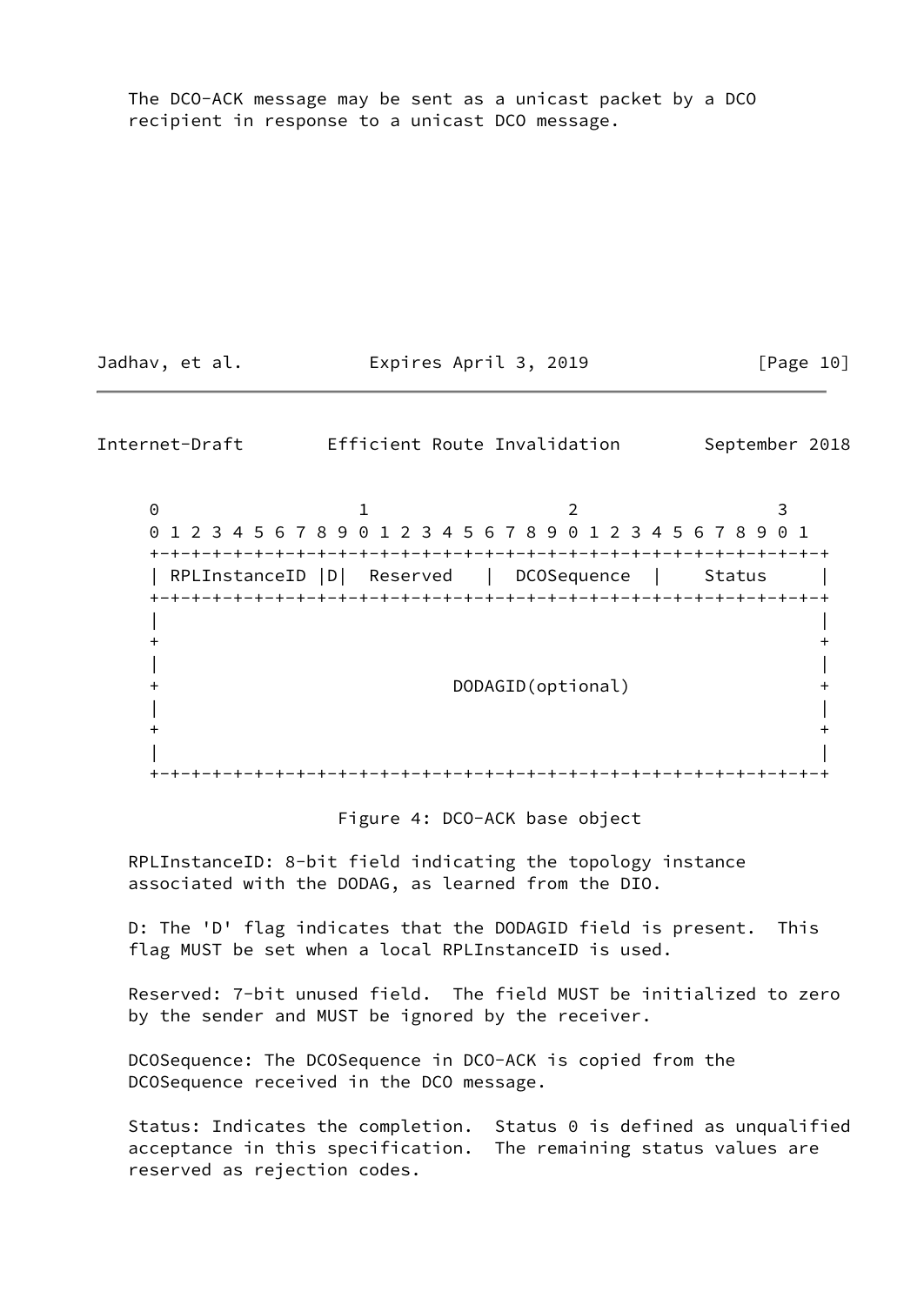The DCO-ACK message may be sent as a unicast packet by a DCO recipient in response to a unicast DCO message.

```
 0                   1                   2                   3
 0 1 2 3 4 5 6 7 8 9 0 1 2 3 4 5 6 7 8 9 0 1 2 3 4 5 6 7 8 9 0 1
+-+-+-+-+-+-+-+-+-+-+-+-+-+-+-+-+-+-+-+-+-+-+-+-+-+-+-+-+-+-+-+-+
| RPLInstanceID |D|  Reserved   |  DCOSequence  |    Status     |
+-+-+-+-+-+-+-+-+-+-+-+-+-+-+-+-+-+-+-+-+-+-+-+-+-+-+-+-+-+-+-+-+
|                                                               |
+                                                               +
|                                                               |
+                         DODAGID(optional)                     +
|                                                               |
+                                                               +
|                                                               |
+-+-+-+-+-+-+-+-+-+-+-+-+-+-+-+-+-+-+-+-+-+-+-+-+-+-+-+-+-+-+-+-+
```

Figure 4: DCO-ACK base object

RPLInstanceID: 8-bit field indicating the topology instance associated with the DODAG, as learned from the DIO.

D: The 'D' flag indicates that the DODAGID field is present. This flag MUST be set when a local RPLInstanceID is used.

Reserved: 7-bit unused field. The field MUST be initialized to zero by the sender and MUST be ignored by the receiver.

DCOSequence: The DCOSequence in DCO-ACK is copied from the DCOSequence received in the DCO message.

Status: Indicates the completion. Status 0 is defined as unqualified acceptance in this specification. The remaining status values are reserved as rejection codes.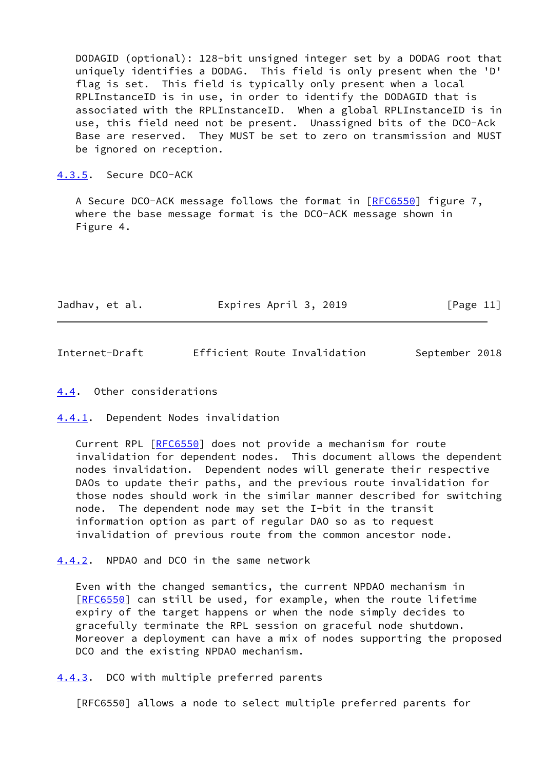DODAGID (optional): 128-bit unsigned integer set by a DODAG root that uniquely identifies a DODAG. This field is only present when the 'D' flag is set. This field is typically only present when a local RPLInstanceID is in use, in order to identify the DODAGID that is associated with the RPLInstanceID. When a global RPLInstanceID is in use, this field need not be present. Unassigned bits of the DCO-Ack Base are reserved. They MUST be set to zero on transmission and MUST be ignored on reception.

#### 4.3.5. Secure DCO-ACK

A Secure DCO-ACK message follows the format in [RFC6550] figure 7, where the base message format is the DCO-ACK message shown in Figure 4.

### 4.4. Other considerations

#### 4.4.1. Dependent Nodes invalidation

Current RPL [RFC6550] does not provide a mechanism for route invalidation for dependent nodes. This document allows the dependent nodes invalidation. Dependent nodes will generate their respective DAOs to update their paths, and the previous route invalidation for those nodes should work in the similar manner described for switching node. The dependent node may set the I-bit in the transit information option as part of regular DAO so as to request invalidation of previous route from the common ancestor node.

#### 4.4.2. NPDAO and DCO in the same network

Even with the changed semantics, the current NPDAO mechanism in [RFC6550] can still be used, for example, when the route lifetime expiry of the target happens or when the node simply decides to gracefully terminate the RPL session on graceful node shutdown. Moreover a deployment can have a mix of nodes supporting the proposed DCO and the existing NPDAO mechanism.

#### 4.4.3. DCO with multiple preferred parents

[RFC6550] allows a node to select multiple preferred parents for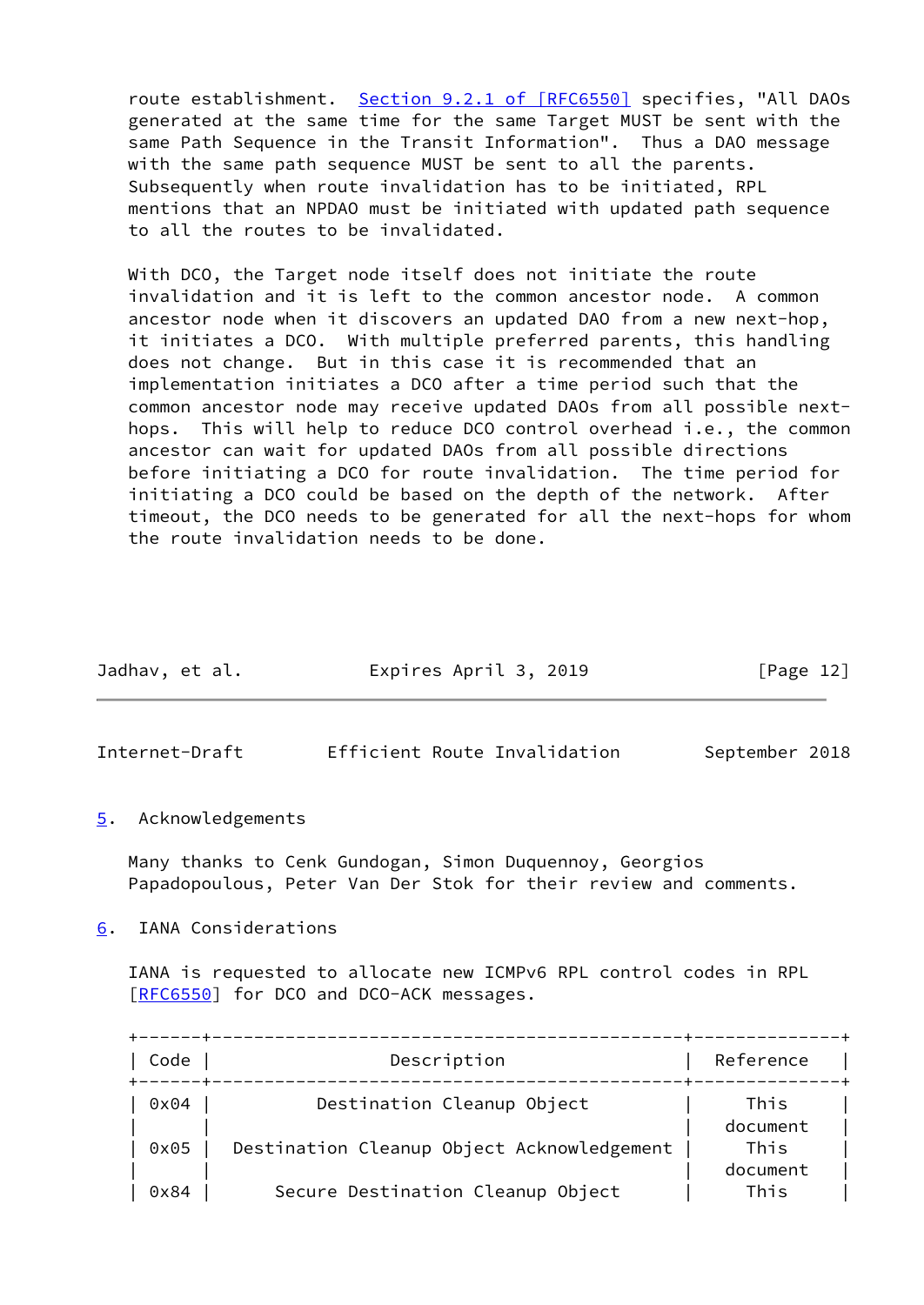route establishment. Section 9.2.1 of [RFC6550] specifies, "All DAOs generated at the same time for the same Target MUST be sent with the same Path Sequence in the Transit Information". Thus a DAO message with the same path sequence MUST be sent to all the parents. Subsequently when route invalidation has to be initiated, RPL mentions that an NPDAO must be initiated with updated path sequence to all the routes to be invalidated.

With DCO, the Target node itself does not initiate the route invalidation and it is left to the common ancestor node. A common ancestor node when it discovers an updated DAO from a new next-hop, it initiates a DCO. With multiple preferred parents, this handling does not change. But in this case it is recommended that an implementation initiates a DCO after a time period such that the common ancestor node may receive updated DAOs from all possible next-hops. This will help to reduce DCO control overhead i.e., the common ancestor can wait for updated DAOs from all possible directions before initiating a DCO for route invalidation. The time period for initiating a DCO could be based on the depth of the network. After timeout, the DCO needs to be generated for all the next-hops for whom the route invalidation needs to be done.

## 5. Acknowledgements

Many thanks to Cenk Gundogan, Simon Duquennoy, Georgios Papadopoulous, Peter Van Der Stok for their review and comments.

## 6. IANA Considerations

IANA is requested to allocate new ICMPv6 RPL control codes in RPL [RFC6550] for DCO and DCO-ACK messages.

| Code | Description | Reference |
|---|---|---|
| 0x04 | Destination Cleanup Object | This document |
| 0x05 | Destination Cleanup Object Acknowledgement | This document |
| 0x84 | Secure Destination Cleanup Object | This |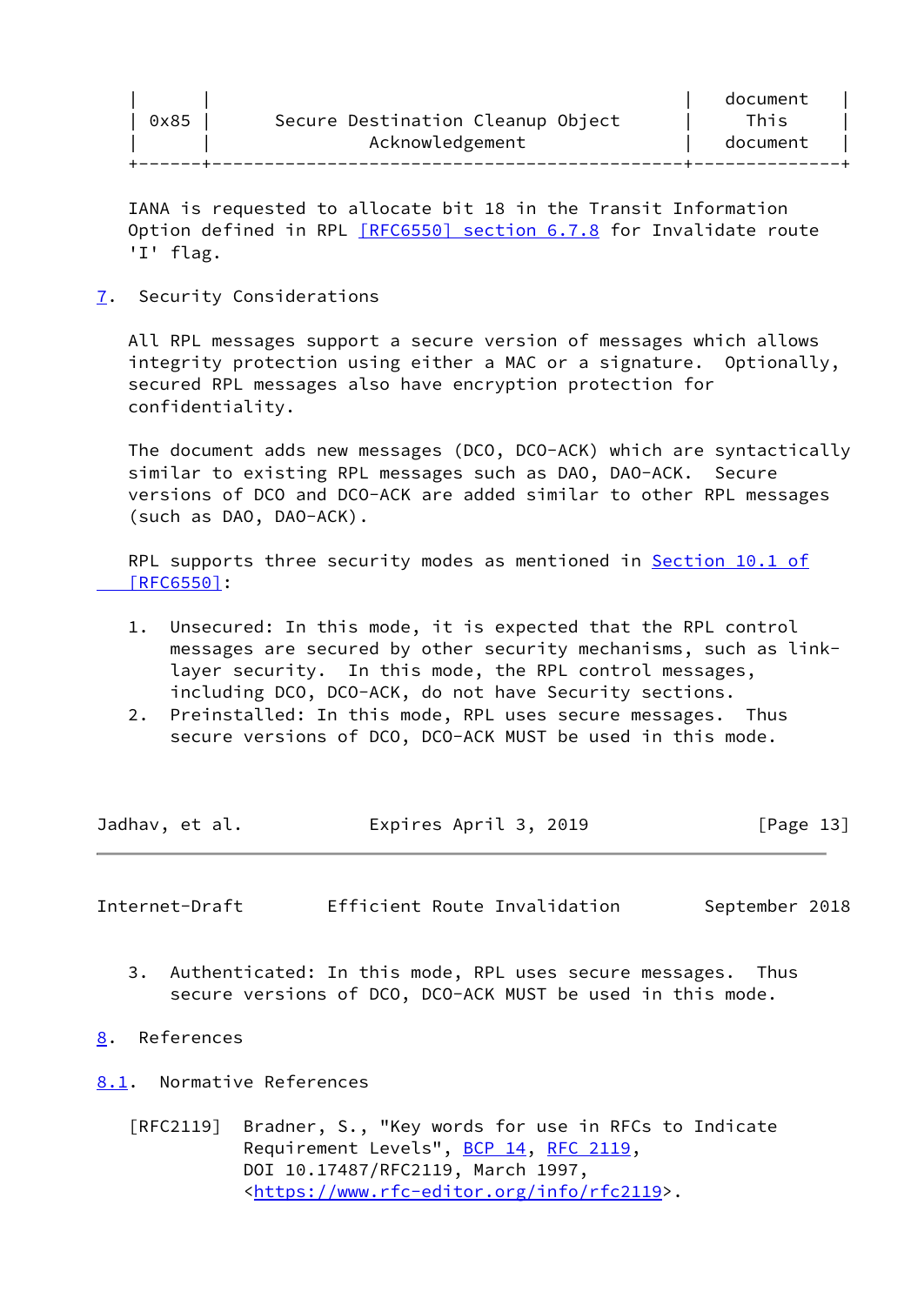|      |                                                  | document |
|---|---|---|
| 0x85 | Secure Destination Cleanup Object Acknowledgement | This document |

IANA is requested to allocate bit 18 in the Transit Information Option defined in RPL [RFC6550] section 6.7.8 for Invalidate route 'I' flag.

## 7. Security Considerations

All RPL messages support a secure version of messages which allows integrity protection using either a MAC or a signature. Optionally, secured RPL messages also have encryption protection for confidentiality.

The document adds new messages (DCO, DCO-ACK) which are syntactically similar to existing RPL messages such as DAO, DAO-ACK. Secure versions of DCO and DCO-ACK are added similar to other RPL messages (such as DAO, DAO-ACK).

RPL supports three security modes as mentioned in Section 10.1 of [RFC6550]:

1. Unsecured: In this mode, it is expected that the RPL control messages are secured by other security mechanisms, such as link-layer security. In this mode, the RPL control messages, including DCO, DCO-ACK, do not have Security sections.
2. Preinstalled: In this mode, RPL uses secure messages. Thus secure versions of DCO, DCO-ACK MUST be used in this mode.
3. Authenticated: In this mode, RPL uses secure messages. Thus secure versions of DCO, DCO-ACK MUST be used in this mode.

## 8. References

### 8.1. Normative References

[RFC2119] Bradner, S., "Key words for use in RFCs to Indicate Requirement Levels", BCP 14, RFC 2119, DOI 10.17487/RFC2119, March 1997, <https://www.rfc-editor.org/info/rfc2119>.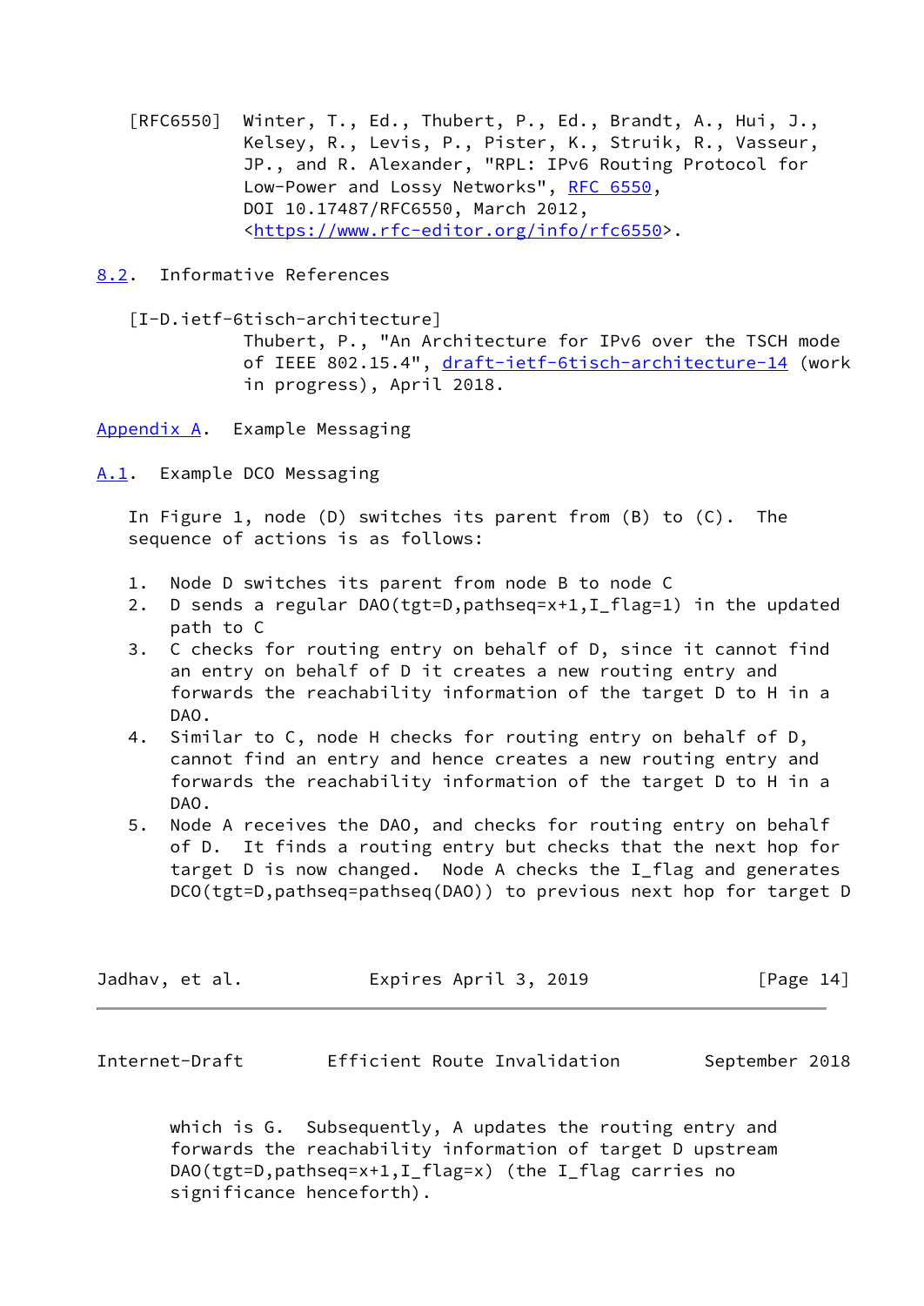[RFC6550] Winter, T., Ed., Thubert, P., Ed., Brandt, A., Hui, J., Kelsey, R., Levis, P., Pister, K., Struik, R., Vasseur, JP., and R. Alexander, "RPL: IPv6 Routing Protocol for Low-Power and Lossy Networks", RFC 6550, DOI 10.17487/RFC6550, March 2012, <https://www.rfc-editor.org/info/rfc6550>.

### 8.2. Informative References

[I-D.ietf-6tisch-architecture] Thubert, P., "An Architecture for IPv6 over the TSCH mode of IEEE 802.15.4", draft-ietf-6tisch-architecture-14 (work in progress), April 2018.

## Appendix A. Example Messaging

### A.1. Example DCO Messaging

In Figure 1, node (D) switches its parent from (B) to (C). The sequence of actions is as follows:

1. Node D switches its parent from node B to node C
2. D sends a regular DAO(tgt=D,pathseq=x+1,I_flag=1) in the updated path to C
3. C checks for routing entry on behalf of D, since it cannot find an entry on behalf of D it creates a new routing entry and forwards the reachability information of the target D to H in a DAO.
4. Similar to C, node H checks for routing entry on behalf of D, cannot find an entry and hence creates a new routing entry and forwards the reachability information of the target D to H in a DAO.
5. Node A receives the DAO, and checks for routing entry on behalf of D. It finds a routing entry but checks that the next hop for target D is now changed. Node A checks the I_flag and generates DCO(tgt=D,pathseq=pathseq(DAO)) to previous next hop for target D which is G. Subsequently, A updates the routing entry and forwards the reachability information of target D upstream DAO(tgt=D,pathseq=x+1,I_flag=x) (the I_flag carries no significance henceforth).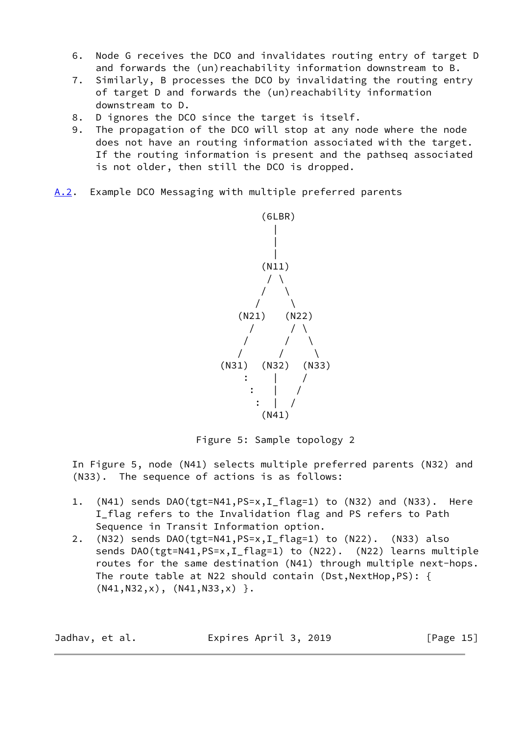6. Node G receives the DCO and invalidates routing entry of target D and forwards the (un)reachability information downstream to B.
7. Similarly, B processes the DCO by invalidating the routing entry of target D and forwards the (un)reachability information downstream to D.
8. D ignores the DCO since the target is itself.
9. The propagation of the DCO will stop at any node where the node does not have an routing information associated with the target. If the routing information is present and the pathseq associated is not older, then still the DCO is dropped.

## A.2. Example DCO Messaging with multiple preferred parents

```
                             (6LBR)
                               |
                               |
                               |
                             (N11)
                              / \
                             /   \
                            /     \
                        (N21)   (N22)
                          /      / \
                         /      /   \
                        /      /     \
                     (N31)  (N32)  (N33)
                         :    |    /
                          :   |   /
                           :  |  /
                             (N41)
```

Figure 5: Sample topology 2

In Figure 5, node (N41) selects multiple preferred parents (N32) and (N33). The sequence of actions is as follows:

1. (N41) sends DAO(tgt=N41,PS=x,I_flag=1) to (N32) and (N33). Here I_flag refers to the Invalidation flag and PS refers to Path Sequence in Transit Information option.
2. (N32) sends DAO(tgt=N41,PS=x,I_flag=1) to (N22). (N33) also sends DAO(tgt=N41,PS=x,I_flag=1) to (N22). (N22) learns multiple routes for the same destination (N41) through multiple next-hops. The route table at N22 should contain (Dst,NextHop,PS): { (N41,N32,x), (N41,N33,x) }.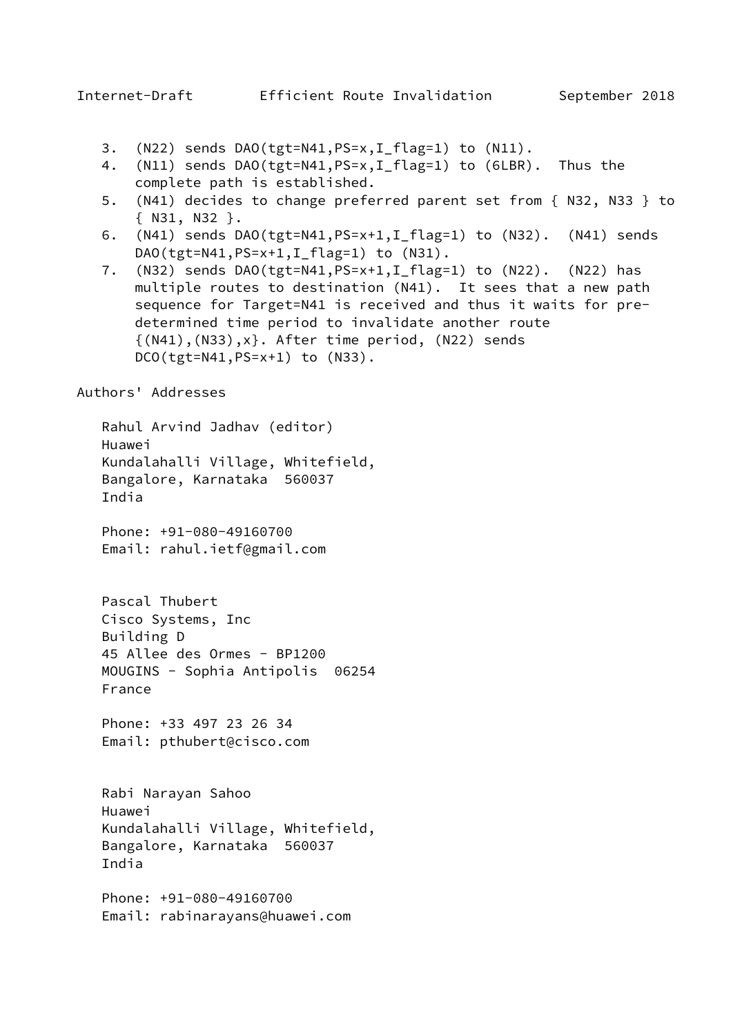3. (N22) sends DAO(tgt=N41,PS=x,I_flag=1) to (N11).
4. (N11) sends DAO(tgt=N41,PS=x,I_flag=1) to (6LBR). Thus the complete path is established.
5. (N41) decides to change preferred parent set from { N32, N33 } to { N31, N32 }.
6. (N41) sends DAO(tgt=N41,PS=x+1,I_flag=1) to (N32). (N41) sends DAO(tgt=N41,PS=x+1,I_flag=1) to (N31).
7. (N32) sends DAO(tgt=N41,PS=x+1,I_flag=1) to (N22). (N22) has multiple routes to destination (N41). It sees that a new path sequence for Target=N41 is received and thus it waits for pre-determined time period to invalidate another route {(N41),(N33),x}. After time period, (N22) sends DCO(tgt=N41,PS=x+1) to (N33).

## Authors' Addresses

Rahul Arvind Jadhav (editor)
Huawei
Kundalahalli Village, Whitefield,
Bangalore, Karnataka 560037
India

Phone: +91-080-49160700
Email: rahul.ietf@gmail.com

Pascal Thubert
Cisco Systems, Inc
Building D
45 Allee des Ormes - BP1200
MOUGINS - Sophia Antipolis 06254
France

Phone: +33 497 23 26 34
Email: pthubert@cisco.com

Rabi Narayan Sahoo
Huawei
Kundalahalli Village, Whitefield,
Bangalore, Karnataka 560037
India

Phone: +91-080-49160700
Email: rabinarayans@huawei.com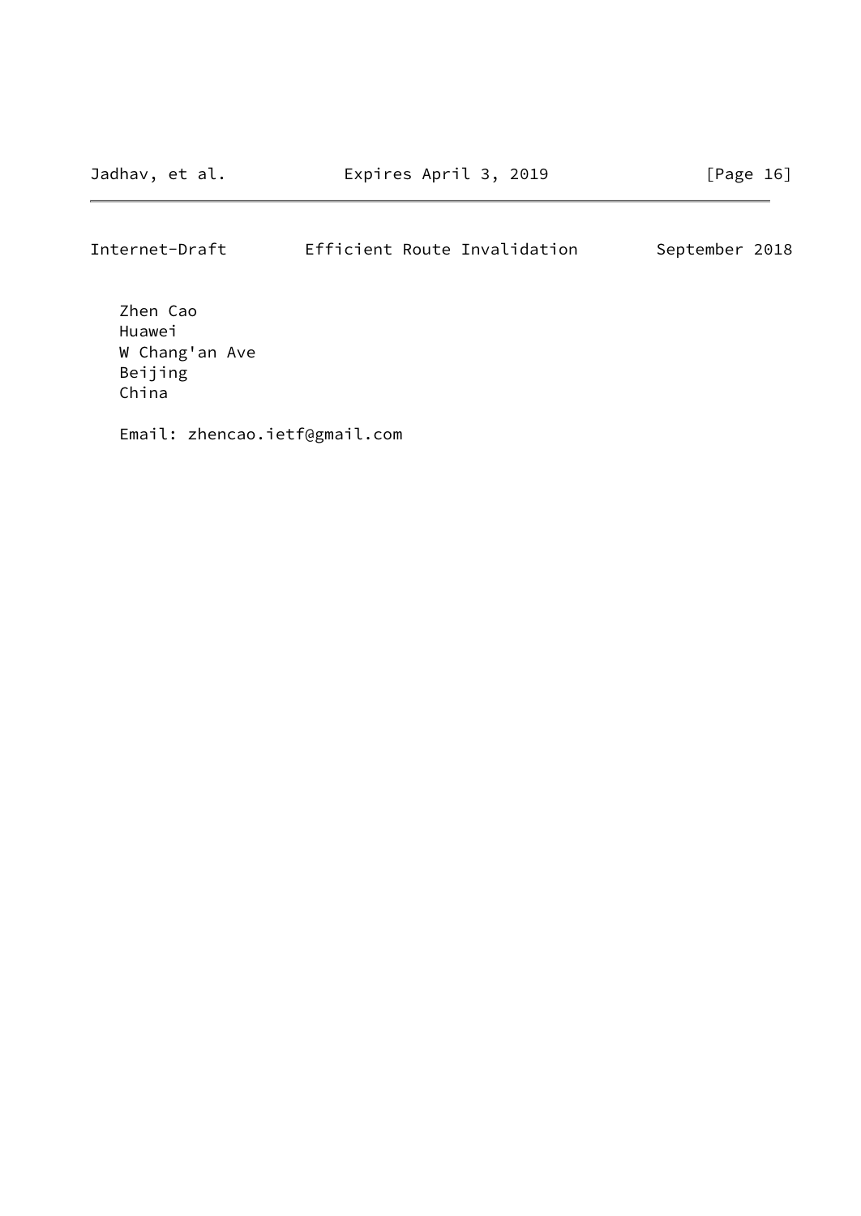Zhen Cao
Huawei
W Chang'an Ave
Beijing
China

Email: zhencao.ietf@gmail.com